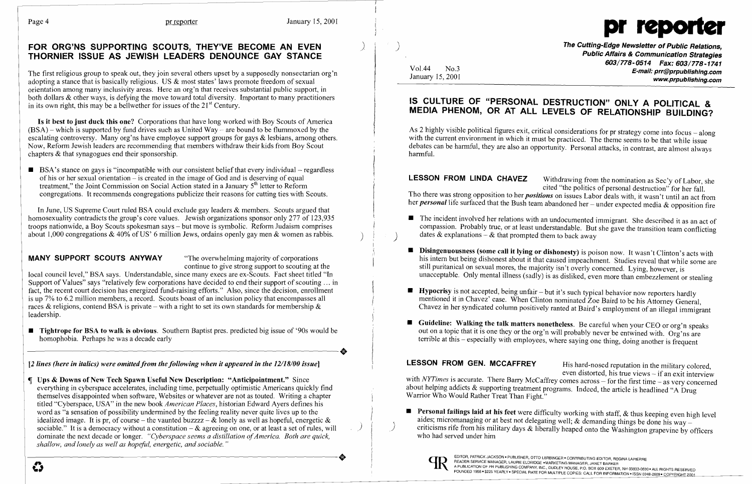## FOR ORG'NS SUPPORTING SCOUTS, THEY'VE BECOME AN EVEN THORNIER ISSUE AS JEWISH LEADERS DENOUNCE GAY STANCE

The first religious group to speak out, they join several others upset by a supposedly nonsectarian org'n adopting a stance that is basically religious. US & most states' laws promote freedom of sexual orientation among many inclusivity areas. Here an org'n that receives substantial public support, in both dollars & other ways, is defying the move toward total diversity. Important to many practitioners in its own right, this may be a bellwether for issues of the 21st Century.

**Is it best to just duck this one?** Corporations that have long worked with Boy Scouts of America (BSA) – which is supported by fund drives such as United Way – are bound to be flummoxed by the escalating controversy. Many org'ns have employee support groups for gays & lesbians, among others. Now, Reform Jewish leaders are recommending that members withdraw their kids from Boy Scout chapters & that synagogues end their sponsorship.

- BSA's stance on gays is "incompatible with our consistent belief that every individual – regardless of his or her sexual orientation – is created in the image of God and is deserving of equal treatment," the Joint Commission on Social Action stated in a January 5th letter to Reform congregations. It recommends congregations publicize their reasons for cutting ties with Scouts.

In June, US Supreme Court ruled BSA could exclude gay leaders & members. Scouts argued that homosexuality contradicts the group's core values. Jewish organizations sponsor only 277 of 123,935 troops nationwide, a Boy Scouts spokesman says – but move is symbolic. Reform Judaism comprises about 1,000 congregations & 40% of US' 6 million Jews, ordains openly gay men & women as rabbis.

**MANY SUPPORT SCOUTS ANYWAY** "The overwhelming majority of corporations continue to give strong support to scouting at the local council level," BSA says. Understandable, since many execs are ex-Scouts. Fact sheet titled "In Support of Values" says "relatively few corporations have decided to end their support of scouting ... in fact, the recent court decision has energized fund-raising efforts." Also, since the decision, enrollment is up 7% to 6.2 million members, a record. Scouts boast of an inclusion policy that encompasses all races & religions, contend BSA is private – with a right to set its own standards for membership & leadership.

- **Tightrope for BSA to walk is obvious.** Southern Baptist pres. predicted big issue of '90s would be homophobia. Perhaps he was a decade early

*[2 lines (here in italics) were omitted from the following when it appeared in the 12/18/00 issue]*

¶ **Ups & Downs of New Tech Spawn Useful New Description: "Anticipointment."** Since everything in cyberspace accelerates, including time, perpetually optimistic Americans quickly find themselves disappointed when software, Websites or whatever are not as touted. Writing a chapter titled "Cyberspace, USA" in the new book *American Places*, historian Edward Ayers defines his word as "a sensation of possibility undermined by the feeling reality never quite lives up to the idealized image. It is pr, of course – the vaunted buzzzz – & lonely as well as hopeful, energetic & sociable." It is a democracy without a constitution – & agreeing on one, or at least a set of rules, will dominate the next decade or longer. *"Cyberspace seems a distillation of America. Both are quick, shallow, and lonely as well as hopeful, energetic, and sociable."*

# pr reporter

**The Cutting-Edge Newsletter of Public Relations, Public Affairs & Communication Strategies**
603/778-0514 Fax: 603/778-1741
E-mail: prr@prpublishing.com
www.prpublishing.com

Vol.44 No.3
January 15, 2001

## IS CULTURE OF "PERSONAL DESTRUCTION" ONLY A POLITICAL & MEDIA PHENOM, OR AT ALL LEVELS OF RELATIONSHIP BUILDING?

As 2 highly visible political figures exit, critical considerations for pr strategy come into focus – along with the current environment in which it must be practiced. The theme seems to be that while issue debates can be harmful, they are also an opportunity. Personal attacks, in contrast, are almost always harmful.

**LESSON FROM LINDA CHAVEZ** Withdrawing from the nomination as Sec'y of Labor, she cited "the politics of personal destruction" for her fall. Tho there was strong opposition to her ***positions*** on issues Labor deals with, it wasn't until an act from her ***personal*** life surfaced that the Bush team abandoned her – under expected media & opposition fire

- The incident involved her relations with an undocumented immigrant. She described it as an act of compassion. Probably true, or at least understandable. But she gave the transition team conflicting dates & explanations – & that prompted them to back away
- **Disingenuousness (some call it lying or dishonesty)** is poison now. It wasn't Clinton's acts with his intern but being dishonest about it that caused impeachment. Studies reveal that while some are still puritanical on sexual mores, the majority isn't overly concerned. Lying, however, is unacceptable. Only mental illness (sadly) is as disliked, even more than embezzlement or stealing
- **Hypocrisy** is not accepted, being unfair – but it's such typical behavior now reporters hardly mentioned it in Chavez' case. When Clinton nominated Zoe Baird to be his Attorney General, Chavez in her syndicated column positively ranted at Baird's employment of an illegal immigrant
- **Guideline: Walking the talk matters nonetheless.** Be careful when your CEO or org'n speaks out on a topic that it is one they or the org'n will probably never be entwined with. Org'ns are terrible at this – especially with employees, where saying one thing, doing another is frequent

**LESSON FROM GEN. MCCAFFREY** His hard-nosed reputation in the military colored, even distorted, his true views – if an exit interview with *NYTimes* is accurate. There Barry McCaffrey comes across – for the first time – as very concerned about helping addicts & supporting treatment programs. Indeed, the article is headlined "A Drug Warrior Who Would Rather Treat Than Fight."

- **Personal failings laid at his feet** were difficulty working with staff, & thus keeping even high level aides; micromanaging or at best not delegating well; & demanding things be done his way – criticisms rife from his military days & liberally heaped onto the Washington grapevine by officers who had served under him

EDITOR, PATRICK JACKSON • PUBLISHER, OTTO LERBINGER • CONTRIBUTING EDITOR, REGINA LAPIERRE
READER SERVICE MANAGER, LAURIE ELDRIDGE • MARKETING MANAGER, JANET BARKER
A PUBLICATION OF PR PUBLISHING COMPANY, INC., DUDLEY HOUSE, P.O. BOX 600 EXETER, NH 03833-0600 • ALL RIGHTS RESERVED
FOUNDED 1958 • $225 YEARLY • SPECIAL RATE FOR MULTIPLE COPIES: CALL FOR INFORMATION • ISSN 0048-2609 • COPYRIGHT 2001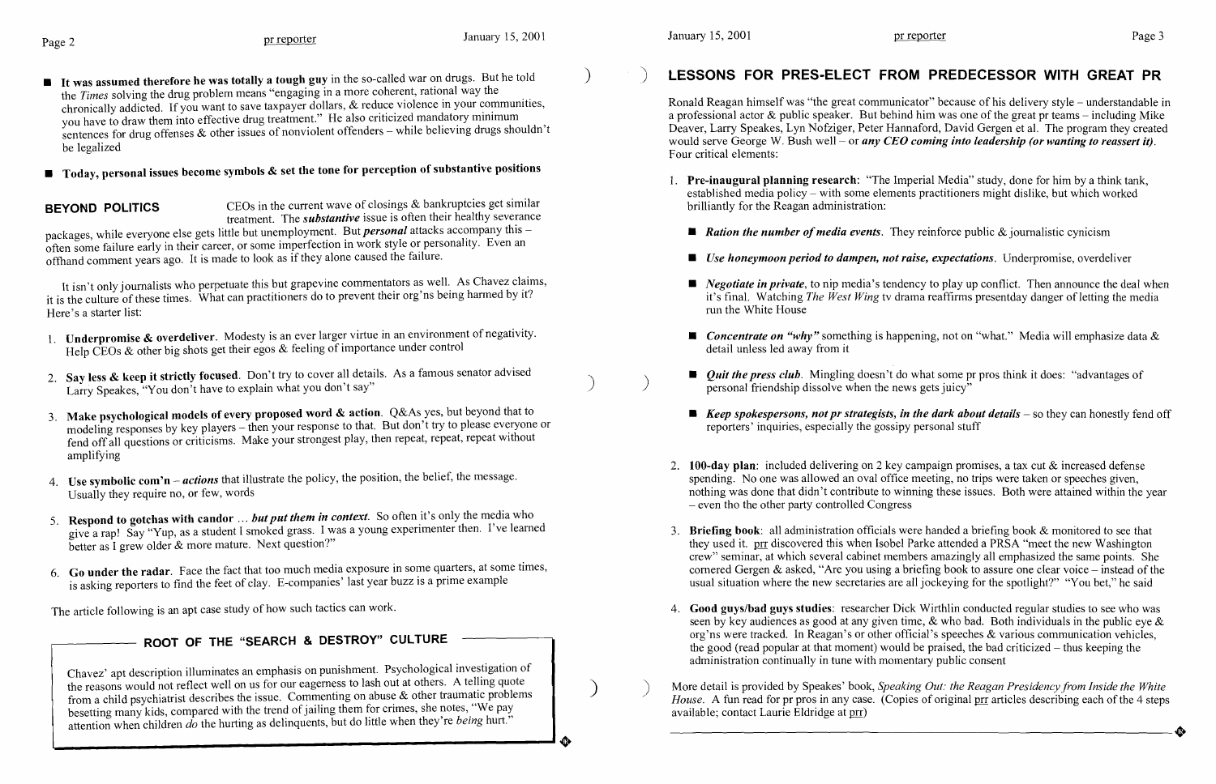- **It was assumed therefore he was totally a tough guy** in the so-called war on drugs. But he told the *Times* solving the drug problem means "engaging in a more coherent, rational way the chronically addicted. If you want to save taxpayer dollars, & reduce violence in your communities, you have to draw them into effective drug treatment." He also criticized mandatory minimum sentences for drug offenses & other issues of nonviolent offenders – while believing drugs shouldn't be legalized

- **Today, personal issues become symbols & set the tone for perception of substantive positions**

**BEYOND POLITICS** CEOs in the current wave of closings & bankruptcies get similar treatment. The ***substantive*** issue is often their healthy severance packages, while everyone else gets little but unemployment. But ***personal*** attacks accompany this – often some failure early in their career, or some imperfection in work style or personality. Even an offhand comment years ago. It is made to look as if they alone caused the failure.

It isn't only journalists who perpetuate this but grapevine commentators as well. As Chavez claims, it is the culture of these times. What can practitioners do to prevent their org'ns being harmed by it? Here's a starter list:

1. **Underpromise & overdeliver**. Modesty is an ever larger virtue in an environment of negativity. Help CEOs & other big shots get their egos & feeling of importance under control
2. **Say less & keep it strictly focused**. Don't try to cover all details. As a famous senator advised Larry Speakes, "You don't have to explain what you don't say"
3. **Make psychological models of every proposed word & action**. Q&As yes, but beyond that to modeling responses by key players – then your response to that. But don't try to please everyone or fend off all questions or criticisms. Make your strongest play, then repeat, repeat, repeat without amplifying
4. **Use symbolic com'n** – ***actions*** that illustrate the policy, the position, the belief, the message. Usually they require no, or few, words
5. **Respond to gotchas with candor** ... ***but put them in context***. So often it's only the media who give a rap! Say "Yup, as a student I smoked grass. I was a young experimenter then. I've learned better as I grew older & more mature. Next question?"
6. **Go under the radar**. Face the fact that too much media exposure in some quarters, at some times, is asking reporters to find the feet of clay. E-companies' last year buzz is a prime example

The article following is an apt case study of how such tactics can work.

## ROOT OF THE "SEARCH & DESTROY" CULTURE

Chavez' apt description illuminates an emphasis on punishment. Psychological investigation of the reasons would not reflect well on us for our eagerness to lash out at others. A telling quote from a child psychiatrist describes the issue. Commenting on abuse & other traumatic problems besetting many kids, compared with the trend of jailing them for crimes, she notes, "We pay attention when children *do* the hurting as delinquents, but do little when they're *being* hurt."

## LESSONS FOR PRES-ELECT FROM PREDECESSOR WITH GREAT PR

Ronald Reagan himself was "the great communicator" because of his delivery style – understandable in a professional actor & public speaker. But behind him was one of the great pr teams – including Mike Deaver, Larry Speakes, Lyn Nofziger, Peter Hannaford, David Gergen et al. The program they created would serve George W. Bush well – or ***any CEO coming into leadership (or wanting to reassert it)***. Four critical elements:

1. **Pre-inaugural planning research**: "The Imperial Media" study, done for him by a think tank, established media policy – with some elements practitioners might dislike, but which worked brilliantly for the Reagan administration:
   - ***Ration the number of media events***. They reinforce public & journalistic cynicism
   - ***Use honeymoon period to dampen, not raise, expectations***. Underpromise, overdeliver
   - ***Negotiate in private***, to nip media's tendency to play up conflict. Then announce the deal when it's final. Watching *The West Wing* tv drama reaffirms presentday danger of letting the media run the White House
   - ***Concentrate on "why"*** something is happening, not on "what." Media will emphasize data & detail unless led away from it
   - ***Quit the press club***. Mingling doesn't do what some pr pros think it does: "advantages of personal friendship dissolve when the news gets juicy"
   - ***Keep spokespersons, not pr strategists, in the dark about details*** – so they can honestly fend off reporters' inquiries, especially the gossipy personal stuff
2. **100-day plan**: included delivering on 2 key campaign promises, a tax cut & increased defense spending. No one was allowed an oval office meeting, no trips were taken or speeches given, nothing was done that didn't contribute to winning these issues. Both were attained within the year – even tho the other party controlled Congress
3. **Briefing book**: all administration officials were handed a briefing book & monitored to see that they used it. prr discovered this when Isobel Parke attended a PRSA "meet the new Washington crew" seminar, at which several cabinet members amazingly all emphasized the same points. She cornered Gergen & asked, "Are you using a briefing book to assure one clear voice – instead of the usual situation where the new secretaries are all jockeying for the spotlight?" "You bet," he said
4. **Good guys/bad guys studies**: researcher Dick Wirthlin conducted regular studies to see who was seen by key audiences as good at any given time, & who bad. Both individuals in the public eye & org'ns were tracked. In Reagan's or other official's speeches & various communication vehicles, the good (read popular at that moment) would be praised, the bad criticized – thus keeping the administration continually in tune with momentary public consent

More detail is provided by Speakes' book, *Speaking Out: the Reagan Presidency from Inside the White House*. A fun read for pr pros in any case. (Copies of original prr articles describing each of the 4 steps available; contact Laurie Eldridge at prr)